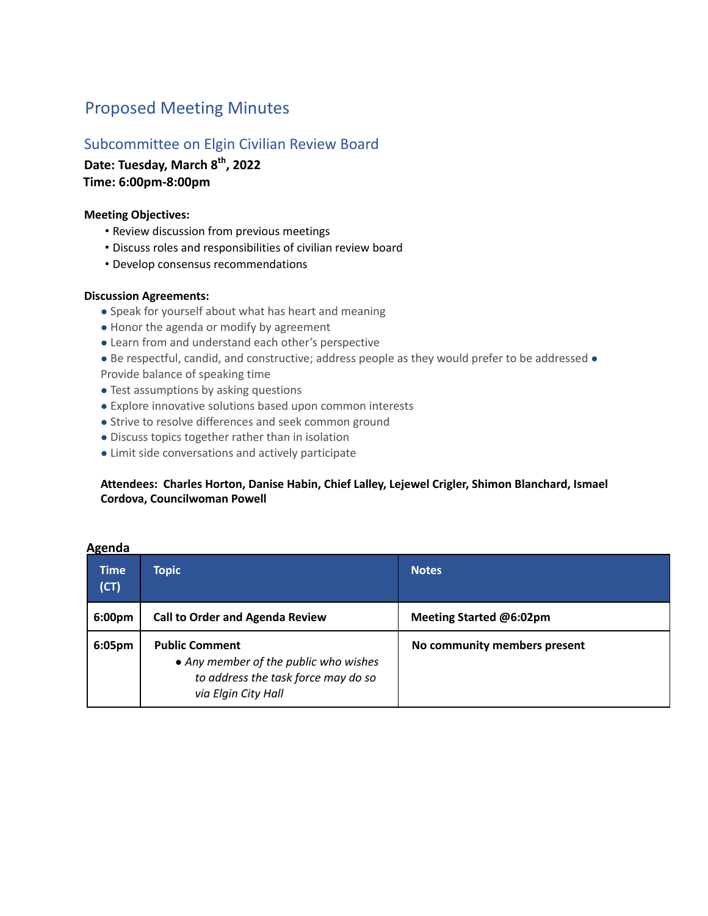# Proposed Meeting Minutes

## Subcommittee on Elgin Civilian Review Board

**Date: Tuesday, March 8th, 2022**
**Time: 6:00pm-8:00pm**

**Meeting Objectives:**

- Review discussion from previous meetings
- Discuss roles and responsibilities of civilian review board
- Develop consensus recommendations

**Discussion Agreements:**

- Speak for yourself about what has heart and meaning
- Honor the agenda or modify by agreement
- Learn from and understand each other's perspective
- Be respectful, candid, and constructive; address people as they would prefer to be addressed
- Provide balance of speaking time
- Test assumptions by asking questions
- Explore innovative solutions based upon common interests
- Strive to resolve differences and seek common ground
- Discuss topics together rather than in isolation
- Limit side conversations and actively participate

**Attendees: Charles Horton, Danise Habin, Chief Lalley, Lejewel Crigler, Shimon Blanchard, Ismael Cordova, Councilwoman Powell**

**Agenda**

| Time (CT) | Topic | Notes |
|---|---|---|
| 6:00pm | **Call to Order and Agenda Review** | **Meeting Started @6:02pm** |
| 6:05pm | **Public Comment**<br>• *Any member of the public who wishes to address the task force may do so via Elgin City Hall* | **No community members present** |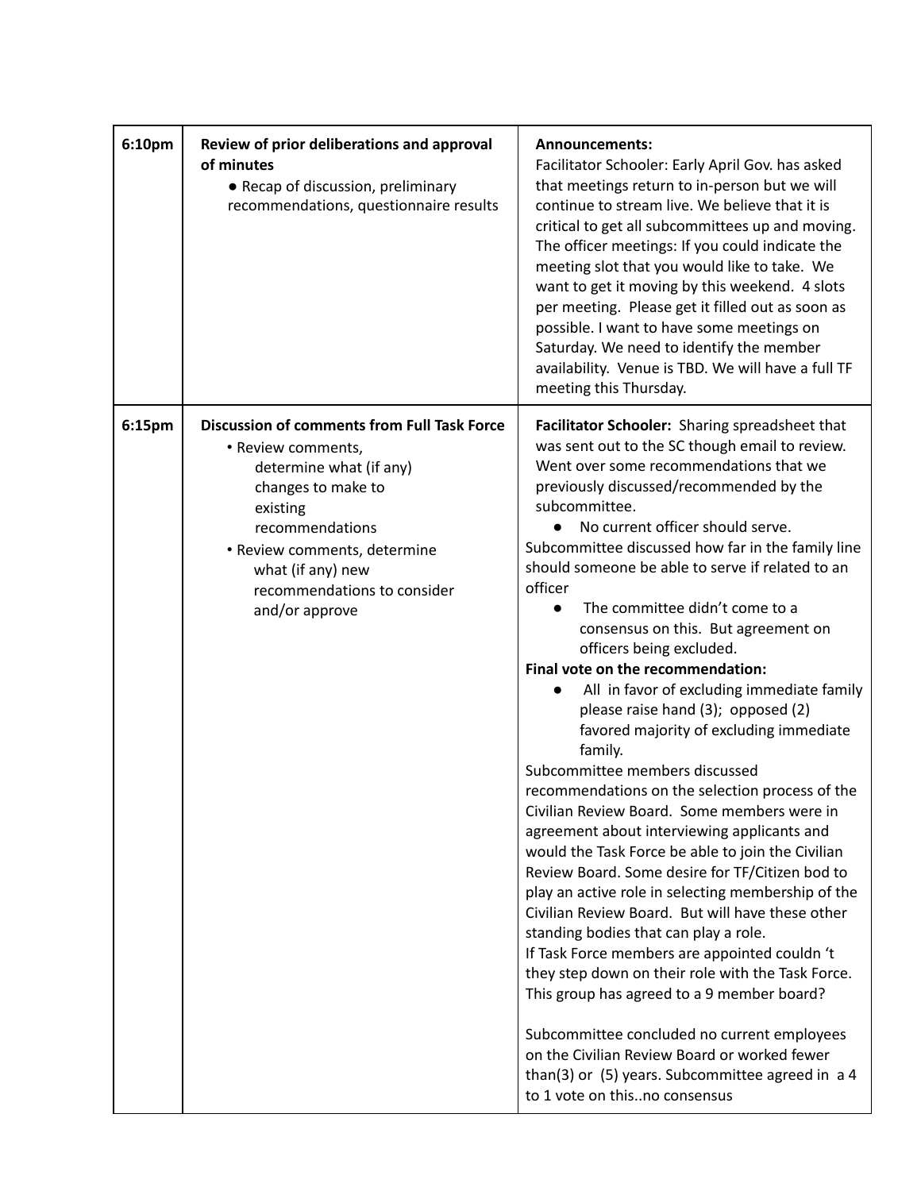| | | |
|---|---|---|
| 6:10pm | **Review of prior deliberations and approval of minutes**<br>● Recap of discussion, preliminary recommendations, questionnaire results | **Announcements:**<br>Facilitator Schooler: Early April Gov. has asked that meetings return to in-person but we will continue to stream live. We believe that it is critical to get all subcommittees up and moving. The officer meetings: If you could indicate the meeting slot that you would like to take. We want to get it moving by this weekend. 4 slots per meeting. Please get it filled out as soon as possible. I want to have some meetings on Saturday. We need to identify the member availability. Venue is TBD. We will have a full TF meeting this Thursday. |
| 6:15pm | **Discussion of comments from Full Task Force**<br>• Review comments, determine what (if any) changes to make to existing recommendations<br>• Review comments, determine what (if any) new recommendations to consider and/or approve | **Facilitator Schooler:** Sharing spreadsheet that was sent out to the SC though email to review. Went over some recommendations that we previously discussed/recommended by the subcommittee.<br>● No current officer should serve.<br>Subcommittee discussed how far in the family line should someone be able to serve if related to an officer<br>● The committee didn't come to a consensus on this. But agreement on officers being excluded.<br>**Final vote on the recommendation:**<br>● All in favor of excluding immediate family please raise hand (3); opposed (2) favored majority of excluding immediate family.<br>Subcommittee members discussed recommendations on the selection process of the Civilian Review Board. Some members were in agreement about interviewing applicants and would the Task Force be able to join the Civilian Review Board. Some desire for TF/Citizen bod to play an active role in selecting membership of the Civilian Review Board. But will have these other standing bodies that can play a role.<br>If Task Force members are appointed couldn 't they step down on their role with the Task Force. This group has agreed to a 9 member board?<br><br>Subcommittee concluded no current employees on the Civilian Review Board or worked fewer than(3) or (5) years. Subcommittee agreed in a 4 to 1 vote on this..no consensus |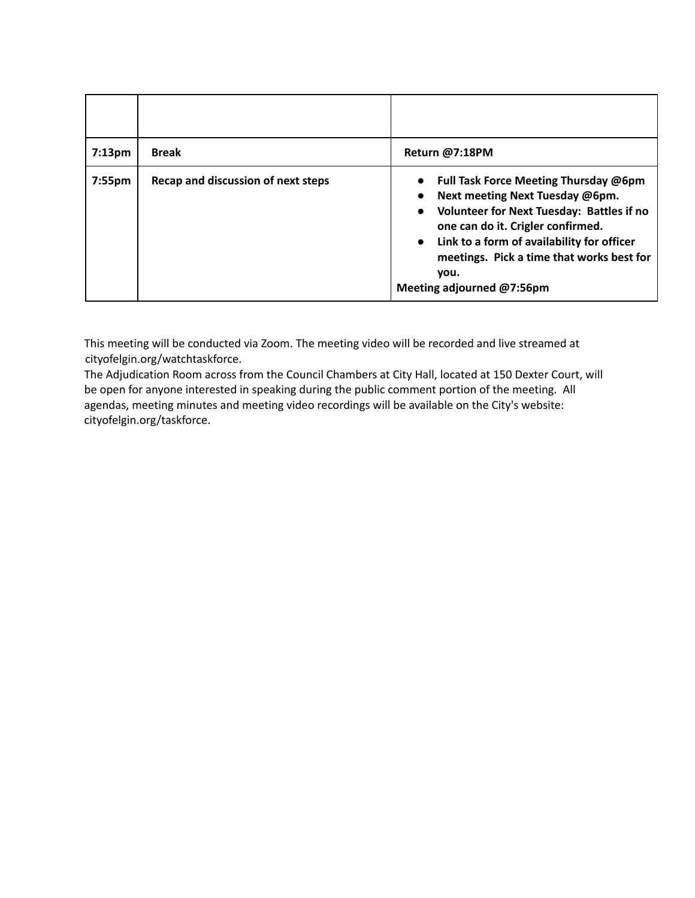| | | |
|---|---|---|
| | | |
| **7:13pm** | **Break** | **Return @7:18PM** |
| **7:55pm** | **Recap and discussion of next steps** | • **Full Task Force Meeting Thursday @6pm**<br>• **Next meeting Next Tuesday @6pm.**<br>• **Volunteer for Next Tuesday: Battles if no one can do it. Crigler confirmed.**<br>• **Link to a form of availability for officer meetings. Pick a time that works best for you.**<br>**Meeting adjourned @7:56pm** |

This meeting will be conducted via Zoom. The meeting video will be recorded and live streamed at cityofelgin.org/watchtaskforce.

The Adjudication Room across from the Council Chambers at City Hall, located at 150 Dexter Court, will be open for anyone interested in speaking during the public comment portion of the meeting. All agendas, meeting minutes and meeting video recordings will be available on the City's website: cityofelgin.org/taskforce.